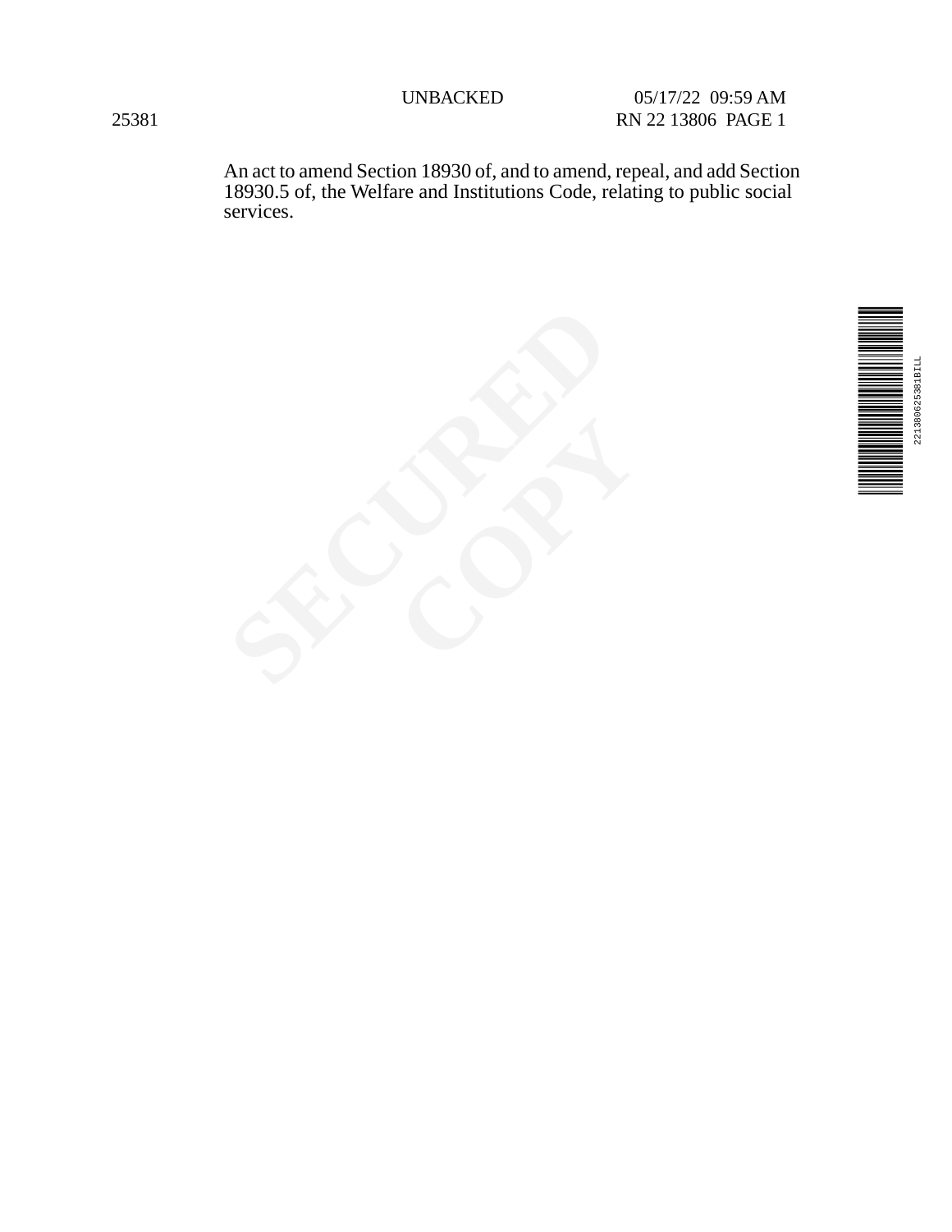An act to amend Section 18930 of, and to amend, repeal, and add Section 18930.5 of, the Welfare and Institutions Code, relating to public social services.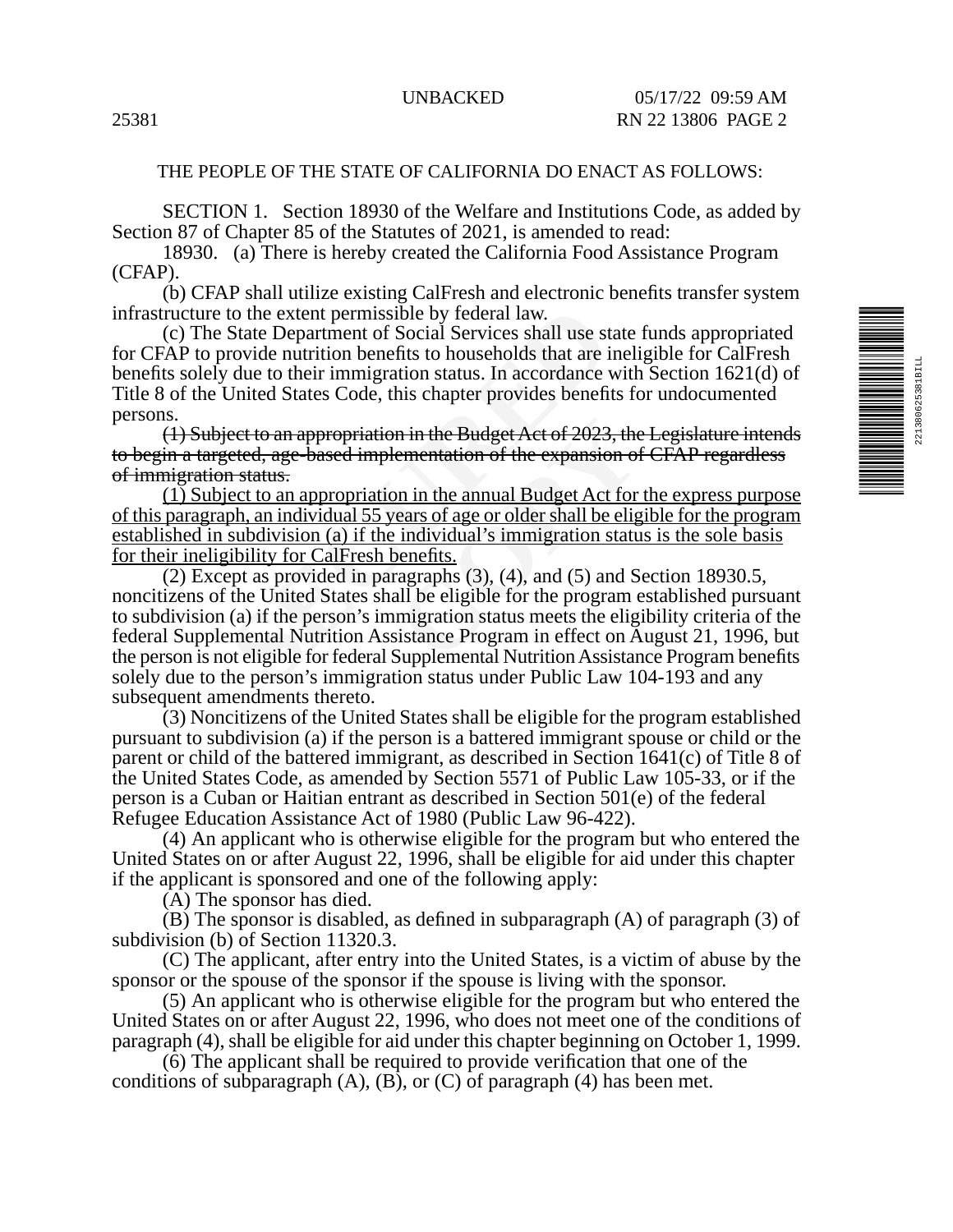THE PEOPLE OF THE STATE OF CALIFORNIA DO ENACT AS FOLLOWS:

SECTION 1. Section 18930 of the Welfare and Institutions Code, as added by Section 87 of Chapter 85 of the Statutes of 2021, is amended to read:

18930. (a) There is hereby created the California Food Assistance Program (CFAP).

(b) CFAP shall utilize existing CalFresh and electronic benefits transfer system infrastructure to the extent permissible by federal law.

(c) The State Department of Social Services shall use state funds appropriated for CFAP to provide nutrition benefits to households that are ineligible for CalFresh benefits solely due to their immigration status. In accordance with Section 1621(d) of Title 8 of the United States Code, this chapter provides benefits for undocumented persons.

~~(1) Subject to an appropriation in the Budget Act of 2023, the Legislature intends to begin a targeted, age-based implementation of the expansion of CFAP regardless of immigration status.~~

<u>(1) Subject to an appropriation in the annual Budget Act for the express purpose of this paragraph, an individual 55 years of age or older shall be eligible for the program established in subdivision (a) if the individual's immigration status is the sole basis for their ineligibility for CalFresh benefits.</u>

(2) Except as provided in paragraphs (3), (4), and (5) and Section 18930.5, noncitizens of the United States shall be eligible for the program established pursuant to subdivision (a) if the person's immigration status meets the eligibility criteria of the federal Supplemental Nutrition Assistance Program in effect on August 21, 1996, but the person is not eligible for federal Supplemental Nutrition Assistance Program benefits solely due to the person's immigration status under Public Law 104-193 and any subsequent amendments thereto.

(3) Noncitizens of the United States shall be eligible for the program established pursuant to subdivision (a) if the person is a battered immigrant spouse or child or the parent or child of the battered immigrant, as described in Section 1641(c) of Title 8 of the United States Code, as amended by Section 5571 of Public Law 105-33, or if the person is a Cuban or Haitian entrant as described in Section 501(e) of the federal Refugee Education Assistance Act of 1980 (Public Law 96-422).

(4) An applicant who is otherwise eligible for the program but who entered the United States on or after August 22, 1996, shall be eligible for aid under this chapter if the applicant is sponsored and one of the following apply:

(A) The sponsor has died.

(B) The sponsor is disabled, as defined in subparagraph (A) of paragraph (3) of subdivision (b) of Section 11320.3.

(C) The applicant, after entry into the United States, is a victim of abuse by the sponsor or the spouse of the sponsor if the spouse is living with the sponsor.

(5) An applicant who is otherwise eligible for the program but who entered the United States on or after August 22, 1996, who does not meet one of the conditions of paragraph (4), shall be eligible for aid under this chapter beginning on October 1, 1999.

(6) The applicant shall be required to provide verification that one of the conditions of subparagraph (A), (B), or (C) of paragraph (4) has been met.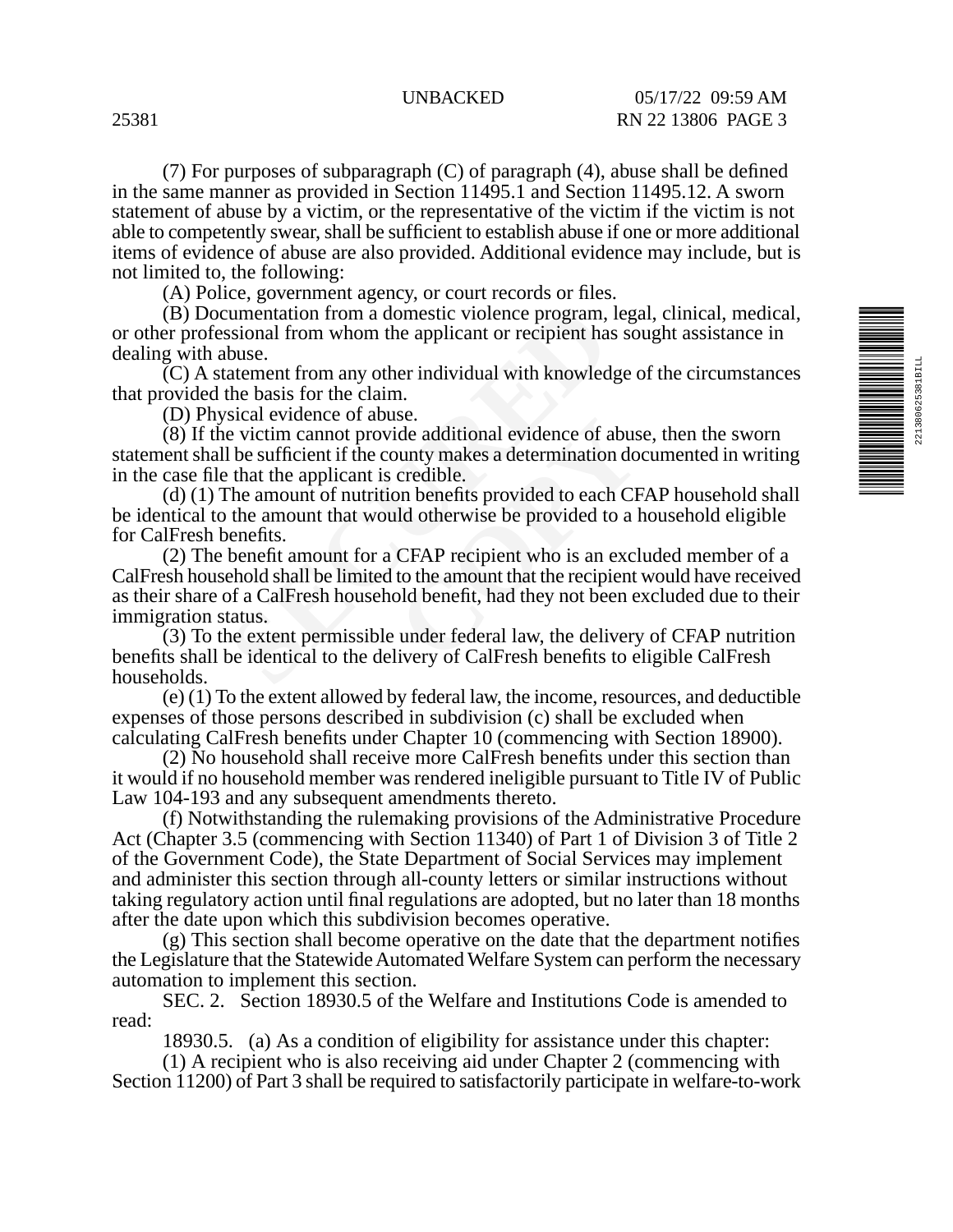(7) For purposes of subparagraph (C) of paragraph (4), abuse shall be defined in the same manner as provided in Section 11495.1 and Section 11495.12. A sworn statement of abuse by a victim, or the representative of the victim if the victim is not able to competently swear, shall be sufficient to establish abuse if one or more additional items of evidence of abuse are also provided. Additional evidence may include, but is not limited to, the following:

(A) Police, government agency, or court records or files.

(B) Documentation from a domestic violence program, legal, clinical, medical, or other professional from whom the applicant or recipient has sought assistance in dealing with abuse.

(C) A statement from any other individual with knowledge of the circumstances that provided the basis for the claim.

(D) Physical evidence of abuse.

(8) If the victim cannot provide additional evidence of abuse, then the sworn statement shall be sufficient if the county makes a determination documented in writing in the case file that the applicant is credible.

(d) (1) The amount of nutrition benefits provided to each CFAP household shall be identical to the amount that would otherwise be provided to a household eligible for CalFresh benefits.

(2) The benefit amount for a CFAP recipient who is an excluded member of a CalFresh household shall be limited to the amount that the recipient would have received as their share of a CalFresh household benefit, had they not been excluded due to their immigration status.

(3) To the extent permissible under federal law, the delivery of CFAP nutrition benefits shall be identical to the delivery of CalFresh benefits to eligible CalFresh households.

(e) (1) To the extent allowed by federal law, the income, resources, and deductible expenses of those persons described in subdivision (c) shall be excluded when calculating CalFresh benefits under Chapter 10 (commencing with Section 18900).

(2) No household shall receive more CalFresh benefits under this section than it would if no household member was rendered ineligible pursuant to Title IV of Public Law 104-193 and any subsequent amendments thereto.

(f) Notwithstanding the rulemaking provisions of the Administrative Procedure Act (Chapter 3.5 (commencing with Section 11340) of Part 1 of Division 3 of Title 2 of the Government Code), the State Department of Social Services may implement and administer this section through all-county letters or similar instructions without taking regulatory action until final regulations are adopted, but no later than 18 months after the date upon which this subdivision becomes operative.

(g) This section shall become operative on the date that the department notifies the Legislature that the Statewide Automated Welfare System can perform the necessary automation to implement this section.

SEC. 2. Section 18930.5 of the Welfare and Institutions Code is amended to read:

18930.5. (a) As a condition of eligibility for assistance under this chapter:

(1) A recipient who is also receiving aid under Chapter 2 (commencing with Section 11200) of Part 3 shall be required to satisfactorily participate in welfare-to-work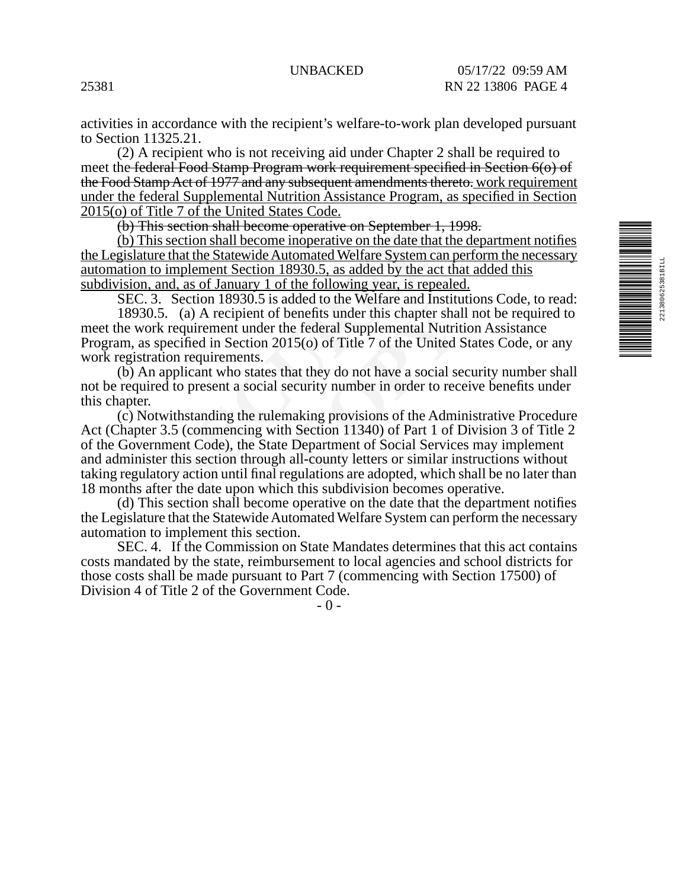activities in accordance with the recipient's welfare-to-work plan developed pursuant to Section 11325.21.

(2) A recipient who is not receiving aid under Chapter 2 shall be required to meet the ~~federal Food Stamp Program work requirement specified in Section 6(o) of the Food Stamp Act of 1977 and any subsequent amendments thereto.~~ <u>work requirement under the federal Supplemental Nutrition Assistance Program, as specified in Section 2015(o) of Title 7 of the United States Code.</u>

~~(b) This section shall become operative on September 1, 1998.~~

<u>(b) This section shall become inoperative on the date that the department notifies the Legislature that the Statewide Automated Welfare System can perform the necessary automation to implement Section 18930.5, as added by the act that added this subdivision, and, as of January 1 of the following year, is repealed.</u>

SEC. 3. Section 18930.5 is added to the Welfare and Institutions Code, to read:

18930.5. (a) A recipient of benefits under this chapter shall not be required to meet the work requirement under the federal Supplemental Nutrition Assistance Program, as specified in Section 2015(o) of Title 7 of the United States Code, or any work registration requirements.

(b) An applicant who states that they do not have a social security number shall not be required to present a social security number in order to receive benefits under this chapter.

(c) Notwithstanding the rulemaking provisions of the Administrative Procedure Act (Chapter 3.5 (commencing with Section 11340) of Part 1 of Division 3 of Title 2 of the Government Code), the State Department of Social Services may implement and administer this section through all-county letters or similar instructions without taking regulatory action until final regulations are adopted, which shall be no later than 18 months after the date upon which this subdivision becomes operative.

(d) This section shall become operative on the date that the department notifies the Legislature that the Statewide Automated Welfare System can perform the necessary automation to implement this section.

SEC. 4. If the Commission on State Mandates determines that this act contains costs mandated by the state, reimbursement to local agencies and school districts for those costs shall be made pursuant to Part 7 (commencing with Section 17500) of Division 4 of Title 2 of the Government Code.

\- 0 -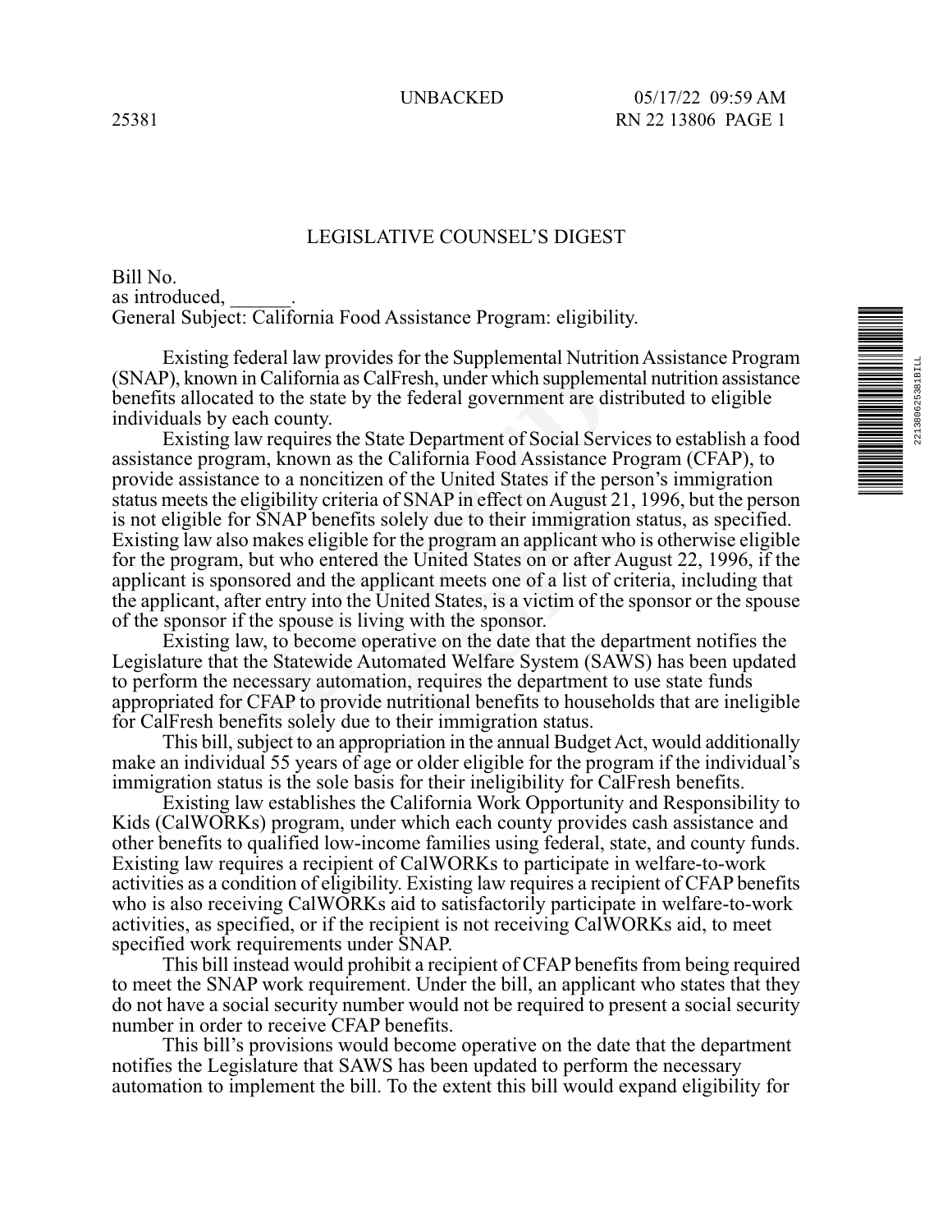# LEGISLATIVE COUNSEL'S DIGEST

Bill No.
as introduced, ______.
General Subject: California Food Assistance Program: eligibility.

Existing federal law provides for the Supplemental Nutrition Assistance Program (SNAP), known in California as CalFresh, under which supplemental nutrition assistance benefits allocated to the state by the federal government are distributed to eligible individuals by each county.

Existing law requires the State Department of Social Services to establish a food assistance program, known as the California Food Assistance Program (CFAP), to provide assistance to a noncitizen of the United States if the person's immigration status meets the eligibility criteria of SNAP in effect on August 21, 1996, but the person is not eligible for SNAP benefits solely due to their immigration status, as specified. Existing law also makes eligible for the program an applicant who is otherwise eligible for the program, but who entered the United States on or after August 22, 1996, if the applicant is sponsored and the applicant meets one of a list of criteria, including that the applicant, after entry into the United States, is a victim of the sponsor or the spouse of the sponsor if the spouse is living with the sponsor.

Existing law, to become operative on the date that the department notifies the Legislature that the Statewide Automated Welfare System (SAWS) has been updated to perform the necessary automation, requires the department to use state funds appropriated for CFAP to provide nutritional benefits to households that are ineligible for CalFresh benefits solely due to their immigration status.

This bill, subject to an appropriation in the annual Budget Act, would additionally make an individual 55 years of age or older eligible for the program if the individual's immigration status is the sole basis for their ineligibility for CalFresh benefits.

Existing law establishes the California Work Opportunity and Responsibility to Kids (CalWORKs) program, under which each county provides cash assistance and other benefits to qualified low-income families using federal, state, and county funds. Existing law requires a recipient of CalWORKs to participate in welfare-to-work activities as a condition of eligibility. Existing law requires a recipient of CFAP benefits who is also receiving CalWORKs aid to satisfactorily participate in welfare-to-work activities, as specified, or if the recipient is not receiving CalWORKs aid, to meet specified work requirements under SNAP.

This bill instead would prohibit a recipient of CFAP benefits from being required to meet the SNAP work requirement. Under the bill, an applicant who states that they do not have a social security number would not be required to present a social security number in order to receive CFAP benefits.

This bill's provisions would become operative on the date that the department notifies the Legislature that SAWS has been updated to perform the necessary automation to implement the bill. To the extent this bill would expand eligibility for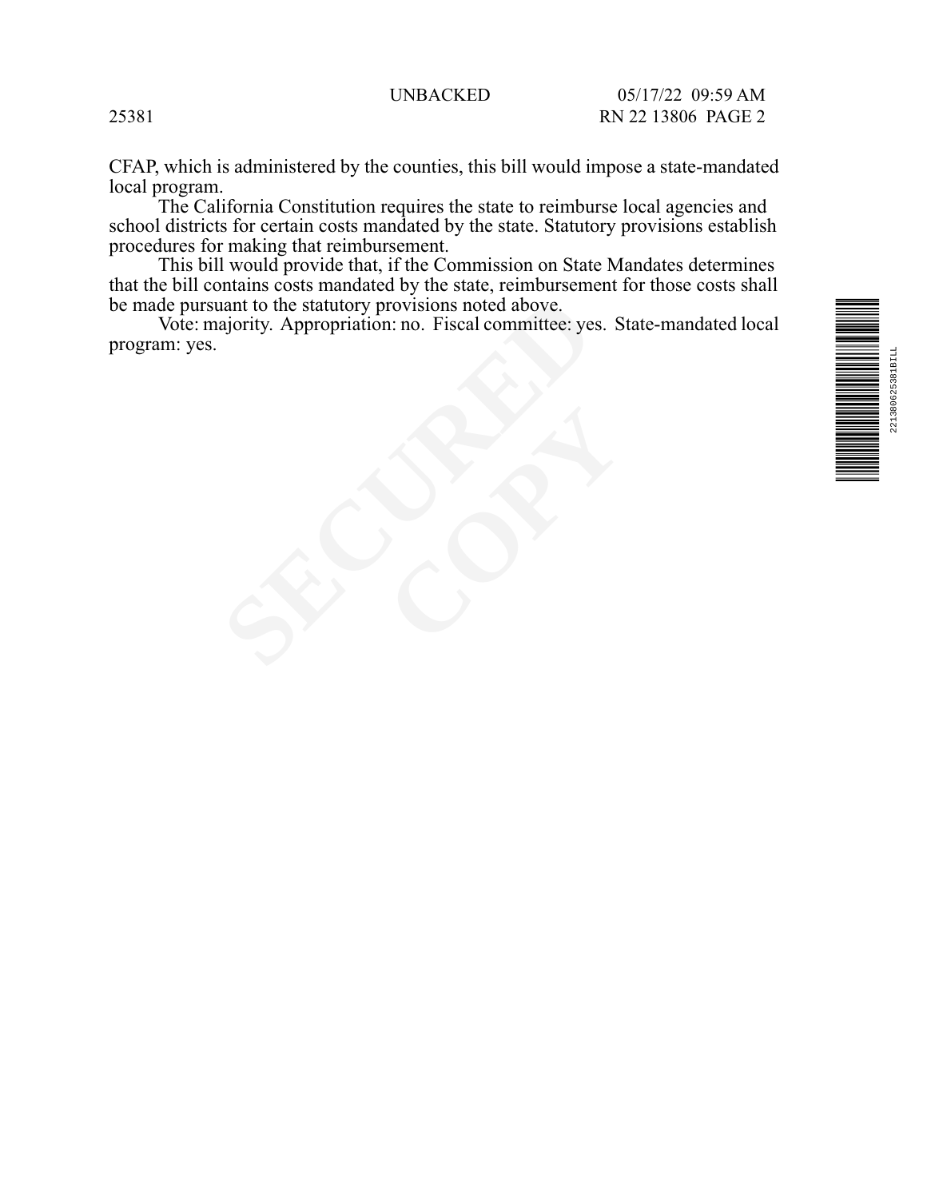CFAP, which is administered by the counties, this bill would impose a state-mandated local program.

The California Constitution requires the state to reimburse local agencies and school districts for certain costs mandated by the state. Statutory provisions establish procedures for making that reimbursement.

This bill would provide that, if the Commission on State Mandates determines that the bill contains costs mandated by the state, reimbursement for those costs shall be made pursuant to the statutory provisions noted above.

Vote: majority. Appropriation: no. Fiscal committee: yes. State-mandated local program: yes.